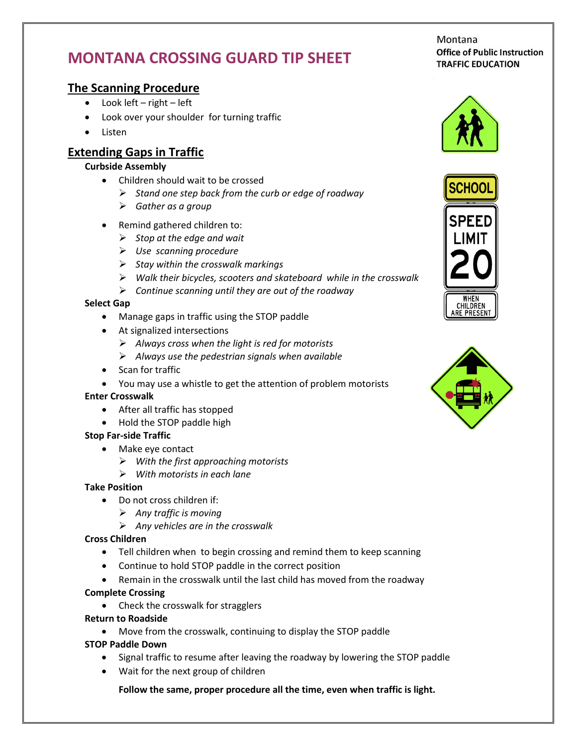# MONTANA CROSSING GUARD TIP SHEET

Montana
**Office of Public Instruction**
**TRAFFIC EDUCATION**

## The Scanning Procedure

- Look left – right – left
- Look over your shoulder for turning traffic
- Listen

## Extending Gaps in Traffic

**Curbside Assembly**

- Children should wait to be crossed
  - *Stand one step back from the curb or edge of roadway*
  - *Gather as a group*
- Remind gathered children to:
  - *Stop at the edge and wait*
  - *Use scanning procedure*
  - *Stay within the crosswalk markings*
  - *Walk their bicycles, scooters and skateboard while in the crosswalk*
  - *Continue scanning until they are out of the roadway*

**Select Gap**

- Manage gaps in traffic using the STOP paddle
- At signalized intersections
  - *Always cross when the light is red for motorists*
  - *Always use the pedestrian signals when available*
- Scan for traffic
- You may use a whistle to get the attention of problem motorists

**Enter Crosswalk**

- After all traffic has stopped
- Hold the STOP paddle high

**Stop Far-side Traffic**

- Make eye contact
  - *With the first approaching motorists*
  - *With motorists in each lane*

**Take Position**

- Do not cross children if:
  - *Any traffic is moving*
  - *Any vehicles are in the crosswalk*

**Cross Children**

- Tell children when to begin crossing and remind them to keep scanning
- Continue to hold STOP paddle in the correct position
- Remain in the crosswalk until the last child has moved from the roadway

**Complete Crossing**

- Check the crosswalk for stragglers

**Return to Roadside**

- Move from the crosswalk, continuing to display the STOP paddle

**STOP Paddle Down**

- Signal traffic to resume after leaving the roadway by lowering the STOP paddle
- Wait for the next group of children

**Follow the same, proper procedure all the time, even when traffic is light.**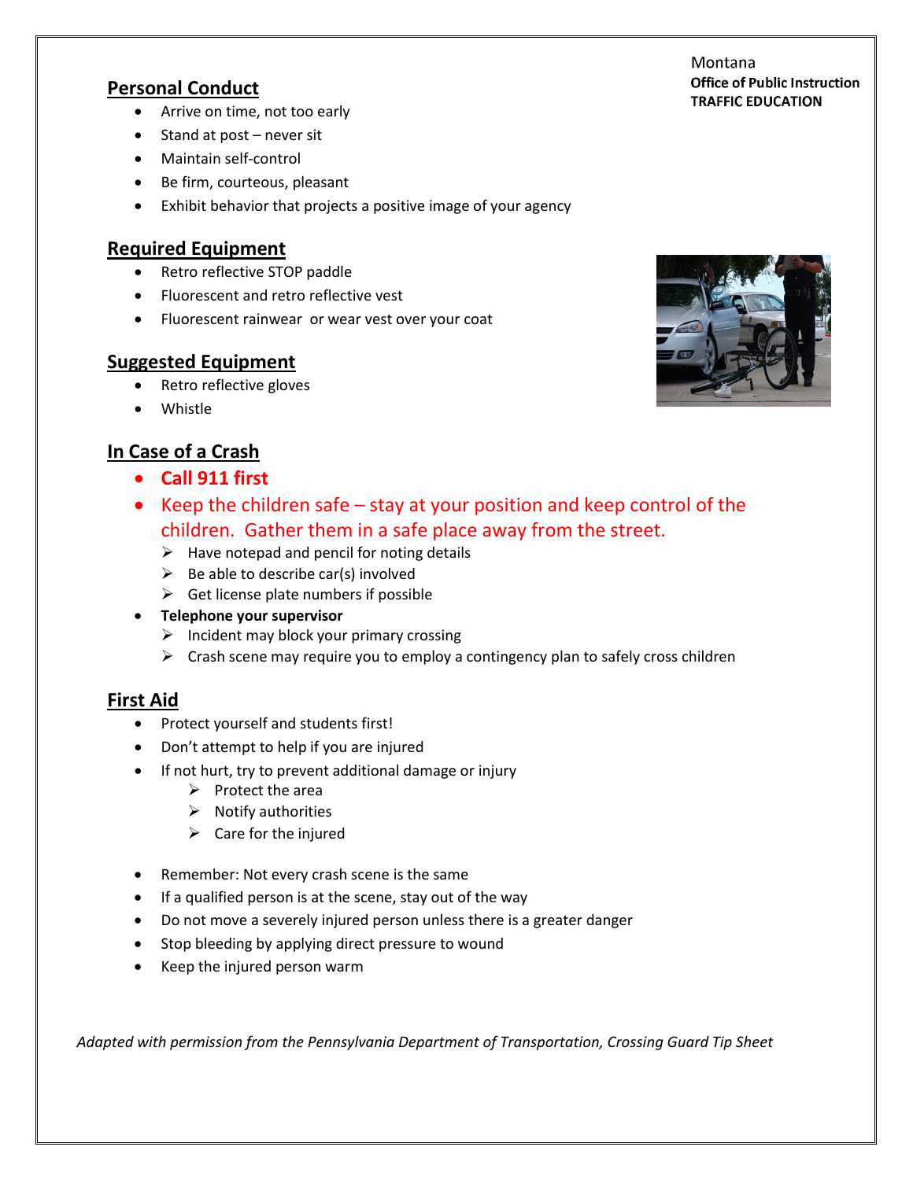Montana
**Office of Public Instruction**
**TRAFFIC EDUCATION**

## Personal Conduct

- Arrive on time, not too early
- Stand at post – never sit
- Maintain self-control
- Be firm, courteous, pleasant
- Exhibit behavior that projects a positive image of your agency

## Required Equipment

- Retro reflective STOP paddle
- Fluorescent and retro reflective vest
- Fluorescent rainwear or wear vest over your coat

## Suggested Equipment

- Retro reflective gloves
- Whistle

## In Case of a Crash

- **Call 911 first**
- Keep the children safe – stay at your position and keep control of the children. Gather them in a safe place away from the street.
  - Have notepad and pencil for noting details
  - Be able to describe car(s) involved
  - Get license plate numbers if possible
- **Telephone your supervisor**
  - Incident may block your primary crossing
  - Crash scene may require you to employ a contingency plan to safely cross children

## First Aid

- Protect yourself and students first!
- Don't attempt to help if you are injured
- If not hurt, try to prevent additional damage or injury
  - Protect the area
  - Notify authorities
  - Care for the injured
- Remember: Not every crash scene is the same
- If a qualified person is at the scene, stay out of the way
- Do not move a severely injured person unless there is a greater danger
- Stop bleeding by applying direct pressure to wound
- Keep the injured person warm

*Adapted with permission from the Pennsylvania Department of Transportation, Crossing Guard Tip Sheet*